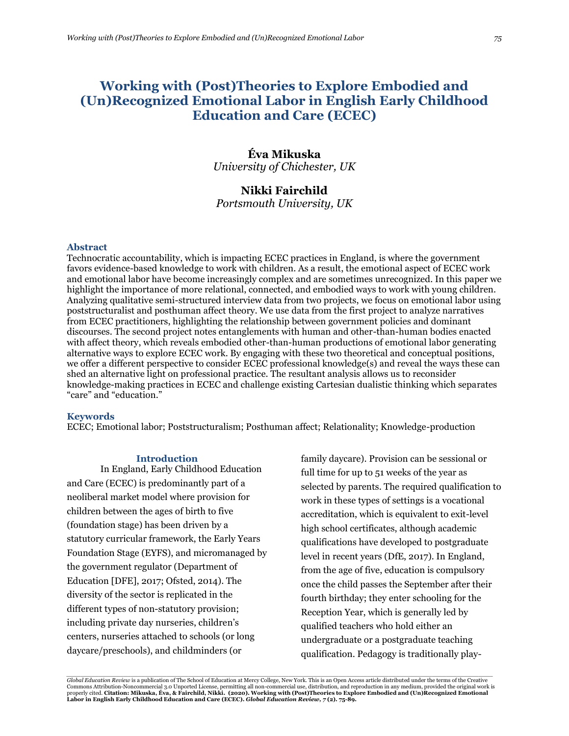# Working with (Post)Theories to Explore Embodied and (Un)Recognized Emotional Labor in English Early Childhood Education and Care (ECEC)

**Éva Mikuska**
*University of Chichester, UK*

**Nikki Fairchild**
*Portsmouth University, UK*

## Abstract

Technocratic accountability, which is impacting ECEC practices in England, is where the government favors evidence-based knowledge to work with children. As a result, the emotional aspect of ECEC work and emotional labor have become increasingly complex and are sometimes unrecognized. In this paper we highlight the importance of more relational, connected, and embodied ways to work with young children. Analyzing qualitative semi-structured interview data from two projects, we focus on emotional labor using poststructuralist and posthuman affect theory. We use data from the first project to analyze narratives from ECEC practitioners, highlighting the relationship between government policies and dominant discourses. The second project notes entanglements with human and other-than-human bodies enacted with affect theory, which reveals embodied other-than-human productions of emotional labor generating alternative ways to explore ECEC work. By engaging with these two theoretical and conceptual positions, we offer a different perspective to consider ECEC professional knowledge(s) and reveal the ways these can shed an alternative light on professional practice. The resultant analysis allows us to reconsider knowledge-making practices in ECEC and challenge existing Cartesian dualistic thinking which separates "care" and "education."

## Keywords

ECEC; Emotional labor; Poststructuralism; Posthuman affect; Relationality; Knowledge-production

## Introduction

In England, Early Childhood Education and Care (ECEC) is predominantly part of a neoliberal market model where provision for children between the ages of birth to five (foundation stage) has been driven by a statutory curricular framework, the Early Years Foundation Stage (EYFS), and micromanaged by the government regulator (Department of Education [DFE], 2017; Ofsted, 2014). The diversity of the sector is replicated in the different types of non-statutory provision; including private day nurseries, children's centers, nurseries attached to schools (or long daycare/preschools), and childminders (or family daycare). Provision can be sessional or full time for up to 51 weeks of the year as selected by parents. The required qualification to work in these types of settings is a vocational accreditation, which is equivalent to exit-level high school certificates, although academic qualifications have developed to postgraduate level in recent years (DfE, 2017). In England, from the age of five, education is compulsory once the child passes the September after their fourth birthday; they enter schooling for the Reception Year, which is generally led by qualified teachers who hold either an undergraduate or a postgraduate teaching qualification. Pedagogy is traditionally play-

*Global Education Review* is a publication of The School of Education at Mercy College, New York. This is an Open Access article distributed under the terms of the Creative Commons Attribution-Noncommercial 3.0 Unported License, permitting all non-commercial use, distribution, and reproduction in any medium, provided the original work is properly cited. **Citation: Mikuska, Éva, & Fairchild, Nikki. (2020). Working with (Post)Theories to Explore Embodied and (Un)Recognized Emotional Labor in English Early Childhood Education and Care (ECEC). *Global Education Review*, 7 (2). 75-89.**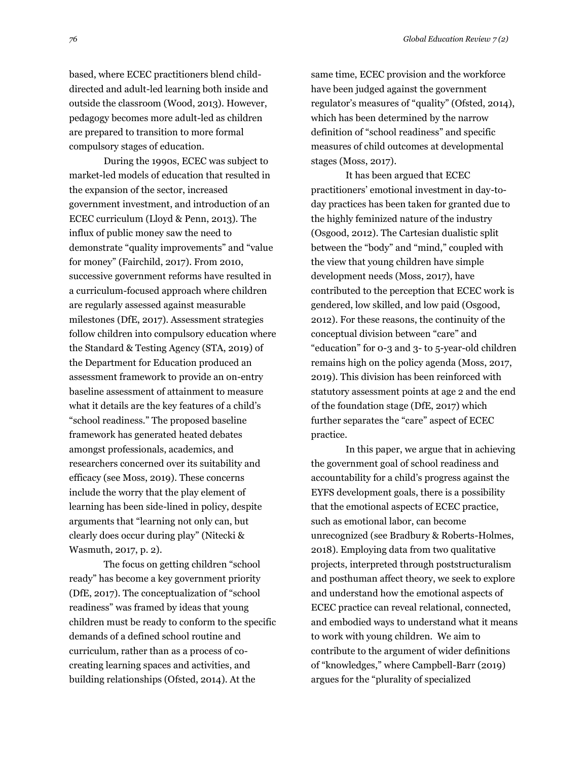based, where ECEC practitioners blend child-directed and adult-led learning both inside and outside the classroom (Wood, 2013). However, pedagogy becomes more adult-led as children are prepared to transition to more formal compulsory stages of education.

During the 1990s, ECEC was subject to market-led models of education that resulted in the expansion of the sector, increased government investment, and introduction of an ECEC curriculum (Lloyd & Penn, 2013). The influx of public money saw the need to demonstrate "quality improvements" and "value for money" (Fairchild, 2017). From 2010, successive government reforms have resulted in a curriculum-focused approach where children are regularly assessed against measurable milestones (DfE, 2017). Assessment strategies follow children into compulsory education where the Standard & Testing Agency (STA, 2019) of the Department for Education produced an assessment framework to provide an on-entry baseline assessment of attainment to measure what it details are the key features of a child's "school readiness." The proposed baseline framework has generated heated debates amongst professionals, academics, and researchers concerned over its suitability and efficacy (see Moss, 2019). These concerns include the worry that the play element of learning has been side-lined in policy, despite arguments that "learning not only can, but clearly does occur during play" (Nitecki & Wasmuth, 2017, p. 2).

The focus on getting children "school ready" has become a key government priority (DfE, 2017). The conceptualization of "school readiness" was framed by ideas that young children must be ready to conform to the specific demands of a defined school routine and curriculum, rather than as a process of co-creating learning spaces and activities, and building relationships (Ofsted, 2014). At the same time, ECEC provision and the workforce have been judged against the government regulator's measures of "quality" (Ofsted, 2014), which has been determined by the narrow definition of "school readiness" and specific measures of child outcomes at developmental stages (Moss, 2017).

It has been argued that ECEC practitioners' emotional investment in day-to-day practices has been taken for granted due to the highly feminized nature of the industry (Osgood, 2012). The Cartesian dualistic split between the "body" and "mind," coupled with the view that young children have simple development needs (Moss, 2017), have contributed to the perception that ECEC work is gendered, low skilled, and low paid (Osgood, 2012). For these reasons, the continuity of the conceptual division between "care" and "education" for 0-3 and 3- to 5-year-old children remains high on the policy agenda (Moss, 2017, 2019). This division has been reinforced with statutory assessment points at age 2 and the end of the foundation stage (DfE, 2017) which further separates the "care" aspect of ECEC practice.

In this paper, we argue that in achieving the government goal of school readiness and accountability for a child's progress against the EYFS development goals, there is a possibility that the emotional aspects of ECEC practice, such as emotional labor, can become unrecognized (see Bradbury & Roberts-Holmes, 2018). Employing data from two qualitative projects, interpreted through poststructuralism and posthuman affect theory, we seek to explore and understand how the emotional aspects of ECEC practice can reveal relational, connected, and embodied ways to understand what it means to work with young children. We aim to contribute to the argument of wider definitions of "knowledges," where Campbell-Barr (2019) argues for the "plurality of specialized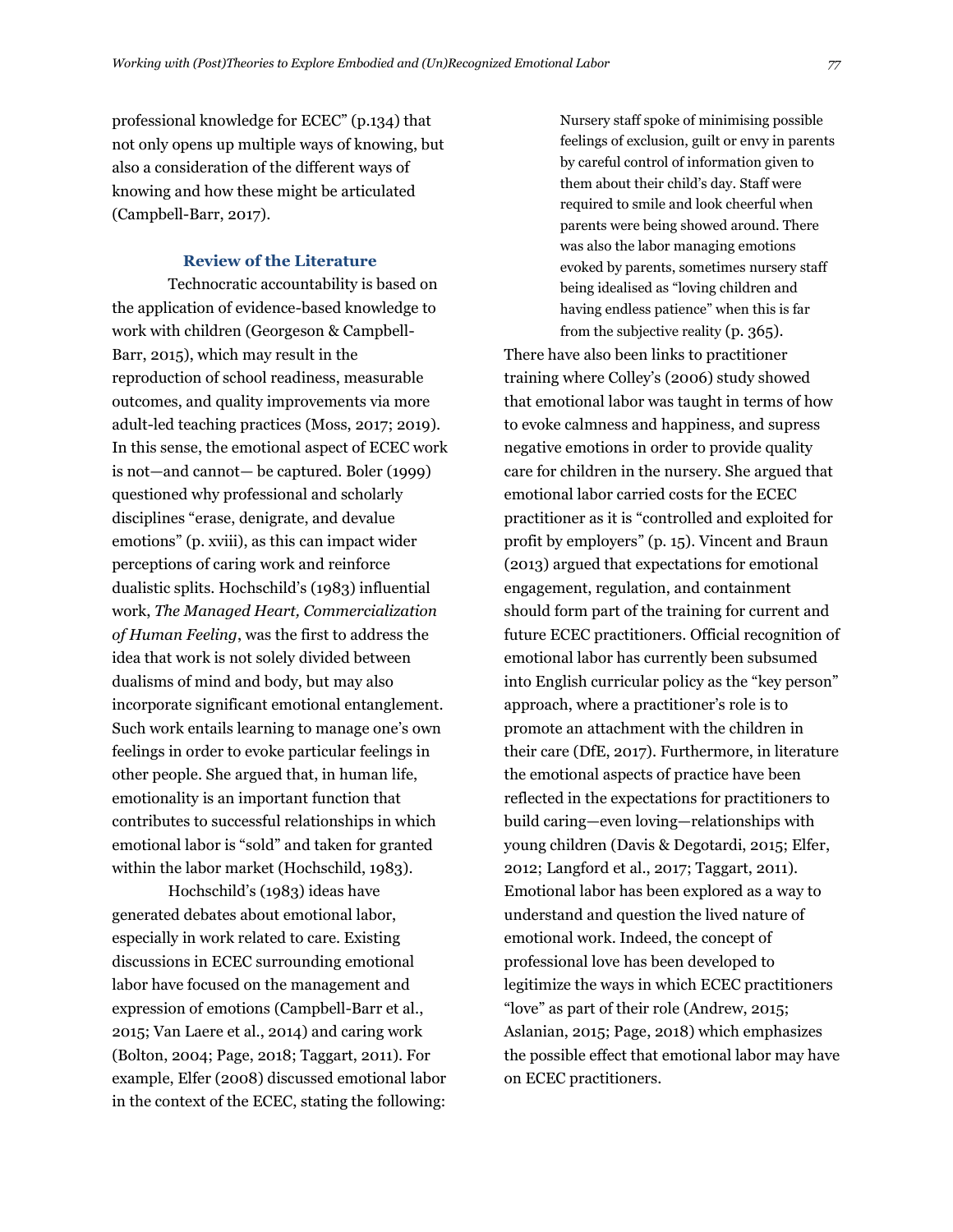professional knowledge for ECEC" (p.134) that not only opens up multiple ways of knowing, but also a consideration of the different ways of knowing and how these might be articulated (Campbell-Barr, 2017).

## Review of the Literature

Technocratic accountability is based on the application of evidence-based knowledge to work with children (Georgeson & Campbell-Barr, 2015), which may result in the reproduction of school readiness, measurable outcomes, and quality improvements via more adult-led teaching practices (Moss, 2017; 2019). In this sense, the emotional aspect of ECEC work is not—and cannot— be captured. Boler (1999) questioned why professional and scholarly disciplines "erase, denigrate, and devalue emotions" (p. xviii), as this can impact wider perceptions of caring work and reinforce dualistic splits. Hochschild's (1983) influential work, *The Managed Heart, Commercialization of Human Feeling*, was the first to address the idea that work is not solely divided between dualisms of mind and body, but may also incorporate significant emotional entanglement. Such work entails learning to manage one's own feelings in order to evoke particular feelings in other people. She argued that, in human life, emotionality is an important function that contributes to successful relationships in which emotional labor is "sold" and taken for granted within the labor market (Hochschild, 1983).

Hochschild's (1983) ideas have generated debates about emotional labor, especially in work related to care. Existing discussions in ECEC surrounding emotional labor have focused on the management and expression of emotions (Campbell-Barr et al., 2015; Van Laere et al., 2014) and caring work (Bolton, 2004; Page, 2018; Taggart, 2011). For example, Elfer (2008) discussed emotional labor in the context of the ECEC, stating the following:

> Nursery staff spoke of minimising possible feelings of exclusion, guilt or envy in parents by careful control of information given to them about their child's day. Staff were required to smile and look cheerful when parents were being showed around. There was also the labor managing emotions evoked by parents, sometimes nursery staff being idealised as "loving children and having endless patience" when this is far from the subjective reality (p. 365).

There have also been links to practitioner training where Colley's (2006) study showed that emotional labor was taught in terms of how to evoke calmness and happiness, and supress negative emotions in order to provide quality care for children in the nursery. She argued that emotional labor carried costs for the ECEC practitioner as it is "controlled and exploited for profit by employers" (p. 15). Vincent and Braun (2013) argued that expectations for emotional engagement, regulation, and containment should form part of the training for current and future ECEC practitioners. Official recognition of emotional labor has currently been subsumed into English curricular policy as the "key person" approach, where a practitioner's role is to promote an attachment with the children in their care (DfE, 2017). Furthermore, in literature the emotional aspects of practice have been reflected in the expectations for practitioners to build caring—even loving—relationships with young children (Davis & Degotardi, 2015; Elfer, 2012; Langford et al., 2017; Taggart, 2011). Emotional labor has been explored as a way to understand and question the lived nature of emotional work. Indeed, the concept of professional love has been developed to legitimize the ways in which ECEC practitioners "love" as part of their role (Andrew, 2015; Aslanian, 2015; Page, 2018) which emphasizes the possible effect that emotional labor may have on ECEC practitioners.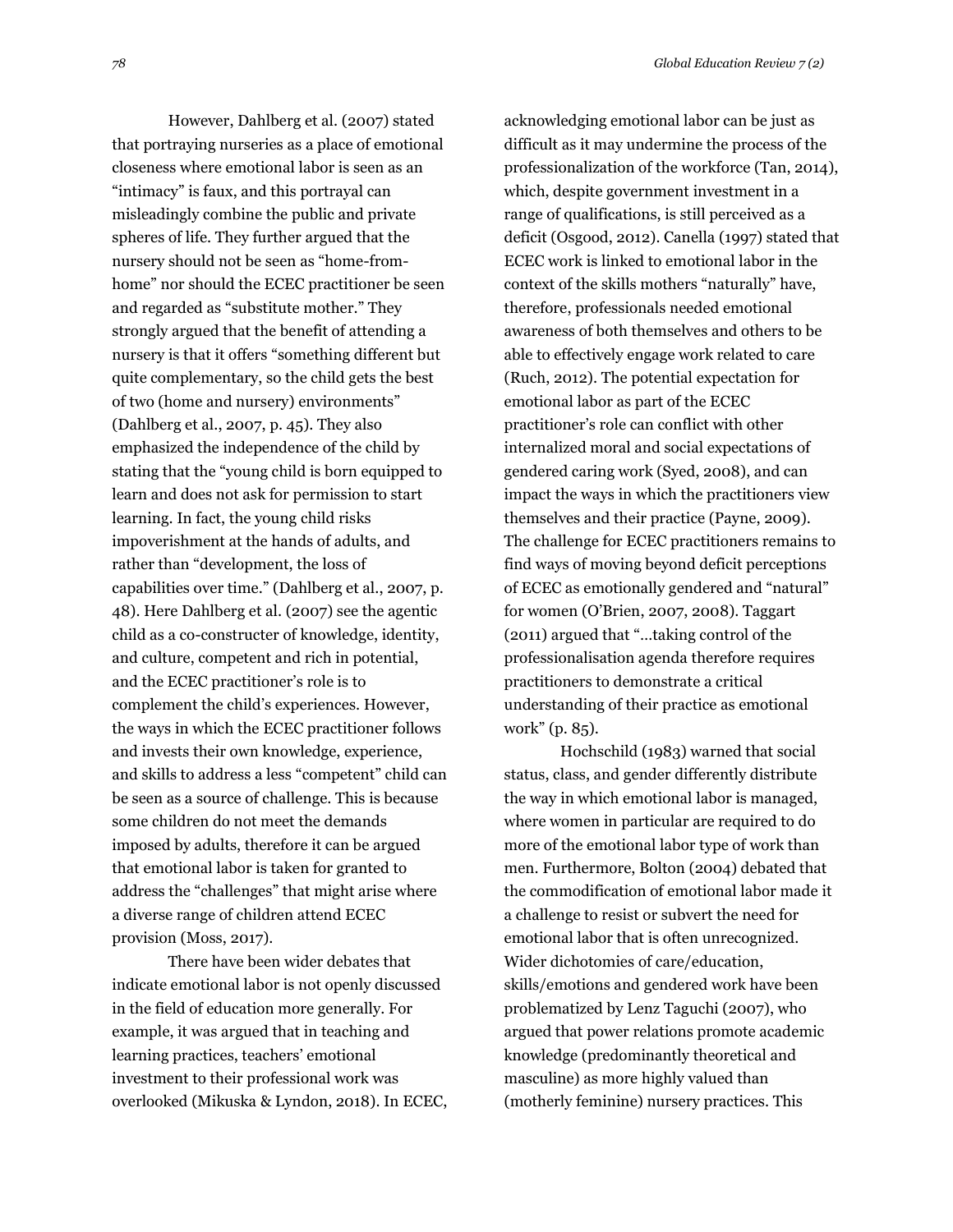However, Dahlberg et al. (2007) stated that portraying nurseries as a place of emotional closeness where emotional labor is seen as an "intimacy" is faux, and this portrayal can misleadingly combine the public and private spheres of life. They further argued that the nursery should not be seen as "home-from-home" nor should the ECEC practitioner be seen and regarded as "substitute mother." They strongly argued that the benefit of attending a nursery is that it offers "something different but quite complementary, so the child gets the best of two (home and nursery) environments" (Dahlberg et al., 2007, p. 45). They also emphasized the independence of the child by stating that the "young child is born equipped to learn and does not ask for permission to start learning. In fact, the young child risks impoverishment at the hands of adults, and rather than "development, the loss of capabilities over time." (Dahlberg et al., 2007, p. 48). Here Dahlberg et al. (2007) see the agentic child as a co-constructer of knowledge, identity, and culture, competent and rich in potential, and the ECEC practitioner's role is to complement the child's experiences. However, the ways in which the ECEC practitioner follows and invests their own knowledge, experience, and skills to address a less "competent" child can be seen as a source of challenge. This is because some children do not meet the demands imposed by adults, therefore it can be argued that emotional labor is taken for granted to address the "challenges" that might arise where a diverse range of children attend ECEC provision (Moss, 2017).

There have been wider debates that indicate emotional labor is not openly discussed in the field of education more generally. For example, it was argued that in teaching and learning practices, teachers' emotional investment to their professional work was overlooked (Mikuska & Lyndon, 2018). In ECEC, acknowledging emotional labor can be just as difficult as it may undermine the process of the professionalization of the workforce (Tan, 2014), which, despite government investment in a range of qualifications, is still perceived as a deficit (Osgood, 2012). Canella (1997) stated that ECEC work is linked to emotional labor in the context of the skills mothers "naturally" have, therefore, professionals needed emotional awareness of both themselves and others to be able to effectively engage work related to care (Ruch, 2012). The potential expectation for emotional labor as part of the ECEC practitioner's role can conflict with other internalized moral and social expectations of gendered caring work (Syed, 2008), and can impact the ways in which the practitioners view themselves and their practice (Payne, 2009). The challenge for ECEC practitioners remains to find ways of moving beyond deficit perceptions of ECEC as emotionally gendered and "natural" for women (O'Brien, 2007, 2008). Taggart (2011) argued that "...taking control of the professionalisation agenda therefore requires practitioners to demonstrate a critical understanding of their practice as emotional work" (p. 85).

Hochschild (1983) warned that social status, class, and gender differently distribute the way in which emotional labor is managed, where women in particular are required to do more of the emotional labor type of work than men. Furthermore, Bolton (2004) debated that the commodification of emotional labor made it a challenge to resist or subvert the need for emotional labor that is often unrecognized. Wider dichotomies of care/education, skills/emotions and gendered work have been problematized by Lenz Taguchi (2007), who argued that power relations promote academic knowledge (predominantly theoretical and masculine) as more highly valued than (motherly feminine) nursery practices. This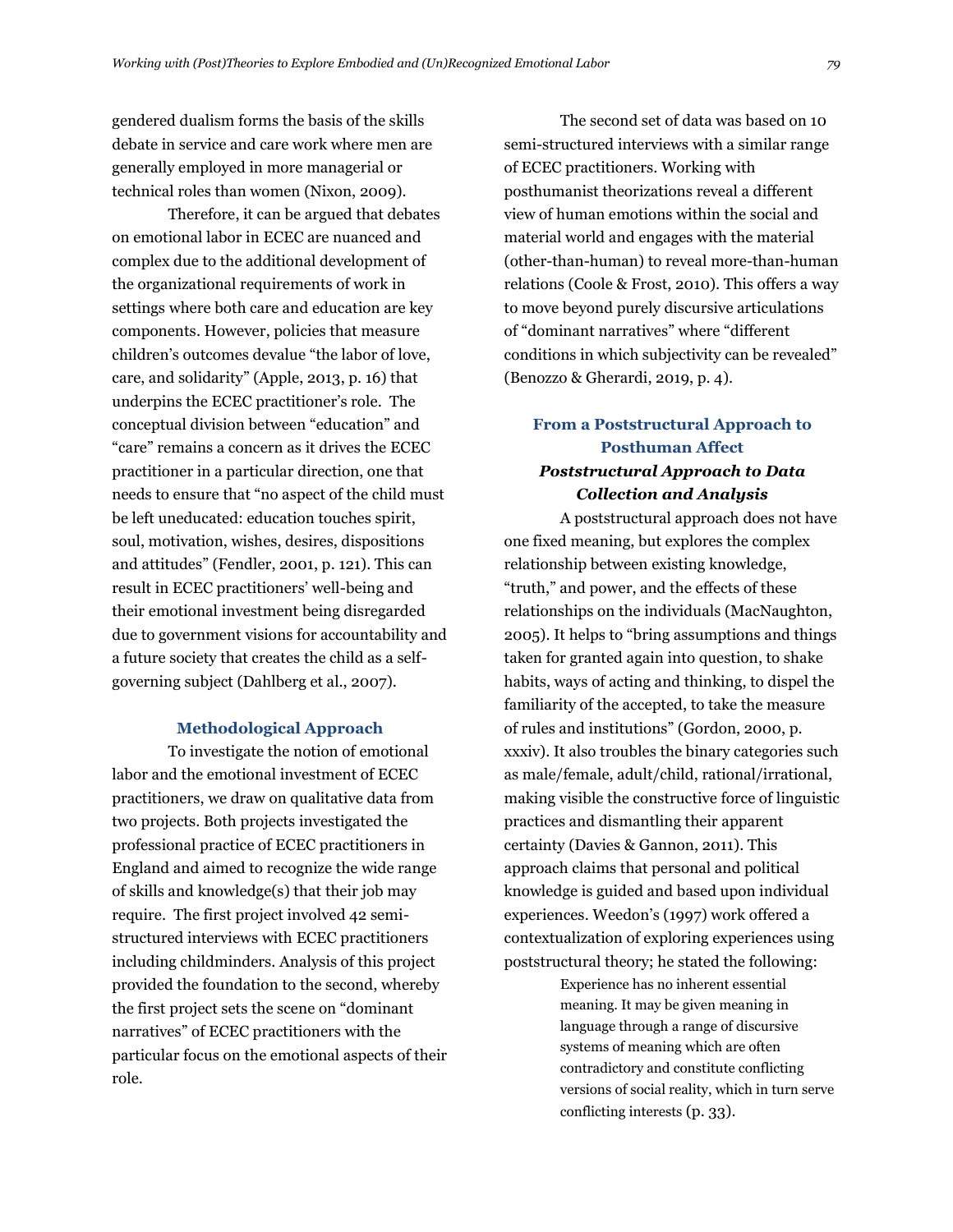gendered dualism forms the basis of the skills debate in service and care work where men are generally employed in more managerial or technical roles than women (Nixon, 2009).

Therefore, it can be argued that debates on emotional labor in ECEC are nuanced and complex due to the additional development of the organizational requirements of work in settings where both care and education are key components. However, policies that measure children's outcomes devalue "the labor of love, care, and solidarity" (Apple, 2013, p. 16) that underpins the ECEC practitioner's role. The conceptual division between "education" and "care" remains a concern as it drives the ECEC practitioner in a particular direction, one that needs to ensure that "no aspect of the child must be left uneducated: education touches spirit, soul, motivation, wishes, desires, dispositions and attitudes" (Fendler, 2001, p. 121). This can result in ECEC practitioners' well-being and their emotional investment being disregarded due to government visions for accountability and a future society that creates the child as a self-governing subject (Dahlberg et al., 2007).

## Methodological Approach

To investigate the notion of emotional labor and the emotional investment of ECEC practitioners, we draw on qualitative data from two projects. Both projects investigated the professional practice of ECEC practitioners in England and aimed to recognize the wide range of skills and knowledge(s) that their job may require. The first project involved 42 semi-structured interviews with ECEC practitioners including childminders. Analysis of this project provided the foundation to the second, whereby the first project sets the scene on "dominant narratives" of ECEC practitioners with the particular focus on the emotional aspects of their role.

The second set of data was based on 10 semi-structured interviews with a similar range of ECEC practitioners. Working with posthumanist theorizations reveal a different view of human emotions within the social and material world and engages with the material (other-than-human) to reveal more-than-human relations (Coole & Frost, 2010). This offers a way to move beyond purely discursive articulations of "dominant narratives" where "different conditions in which subjectivity can be revealed" (Benozzo & Gherardi, 2019, p. 4).

## From a Poststructural Approach to Posthuman Affect

### *Poststructural Approach to Data Collection and Analysis*

A poststructural approach does not have one fixed meaning, but explores the complex relationship between existing knowledge, "truth," and power, and the effects of these relationships on the individuals (MacNaughton, 2005). It helps to "bring assumptions and things taken for granted again into question, to shake habits, ways of acting and thinking, to dispel the familiarity of the accepted, to take the measure of rules and institutions" (Gordon, 2000, p. xxxiv). It also troubles the binary categories such as male/female, adult/child, rational/irrational, making visible the constructive force of linguistic practices and dismantling their apparent certainty (Davies & Gannon, 2011). This approach claims that personal and political knowledge is guided and based upon individual experiences. Weedon's (1997) work offered a contextualization of exploring experiences using poststructural theory; he stated the following:

> Experience has no inherent essential meaning. It may be given meaning in language through a range of discursive systems of meaning which are often contradictory and constitute conflicting versions of social reality, which in turn serve conflicting interests (p. 33).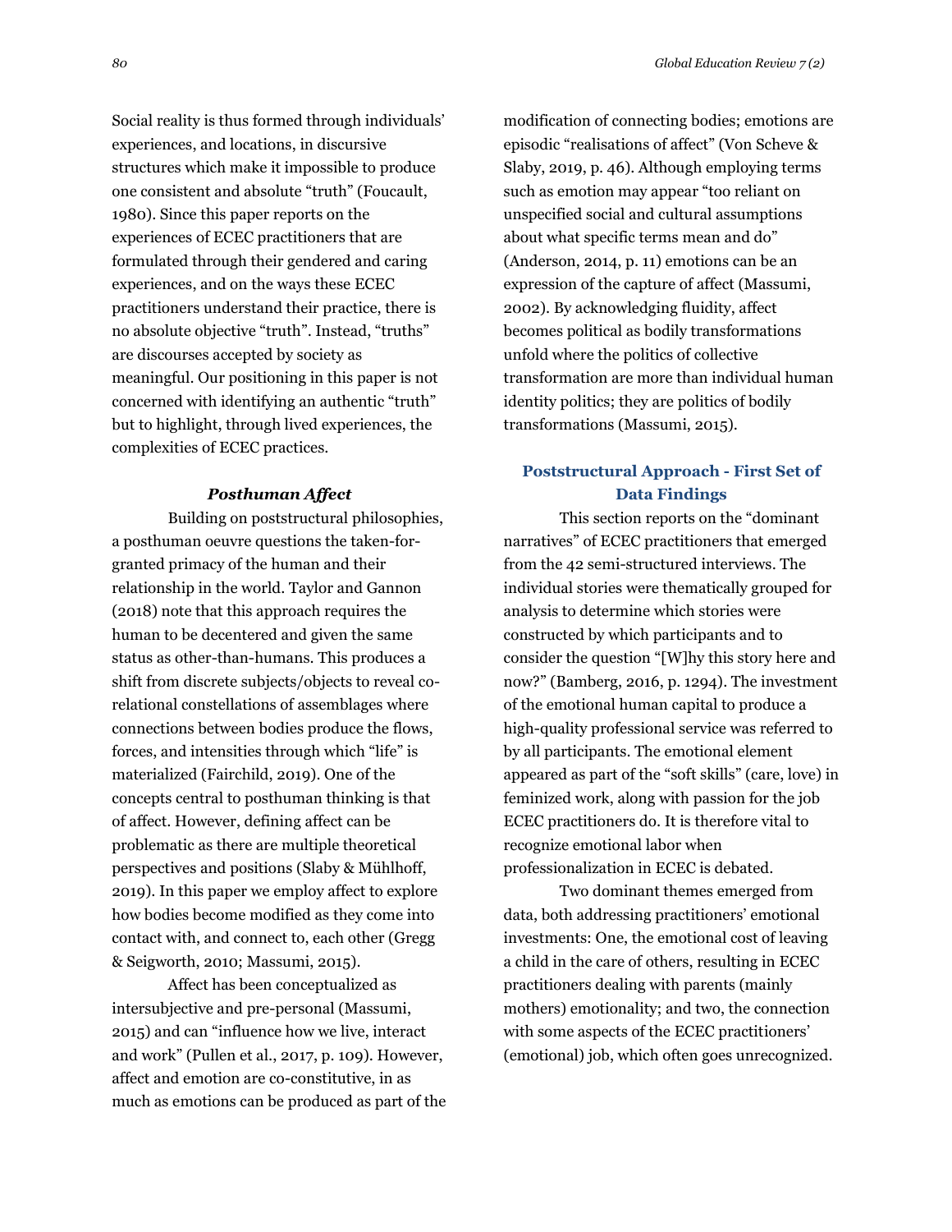Social reality is thus formed through individuals' experiences, and locations, in discursive structures which make it impossible to produce one consistent and absolute "truth" (Foucault, 1980). Since this paper reports on the experiences of ECEC practitioners that are formulated through their gendered and caring experiences, and on the ways these ECEC practitioners understand their practice, there is no absolute objective "truth". Instead, "truths" are discourses accepted by society as meaningful. Our positioning in this paper is not concerned with identifying an authentic "truth" but to highlight, through lived experiences, the complexities of ECEC practices.

### *Posthuman Affect*

Building on poststructural philosophies, a posthuman oeuvre questions the taken-for-granted primacy of the human and their relationship in the world. Taylor and Gannon (2018) note that this approach requires the human to be decentered and given the same status as other-than-humans. This produces a shift from discrete subjects/objects to reveal co-relational constellations of assemblages where connections between bodies produce the flows, forces, and intensities through which "life" is materialized (Fairchild, 2019). One of the concepts central to posthuman thinking is that of affect. However, defining affect can be problematic as there are multiple theoretical perspectives and positions (Slaby & Mühlhoff, 2019). In this paper we employ affect to explore how bodies become modified as they come into contact with, and connect to, each other (Gregg & Seigworth, 2010; Massumi, 2015).

Affect has been conceptualized as intersubjective and pre-personal (Massumi, 2015) and can "influence how we live, interact and work" (Pullen et al., 2017, p. 109). However, affect and emotion are co-constitutive, in as much as emotions can be produced as part of the modification of connecting bodies; emotions are episodic "realisations of affect" (Von Scheve & Slaby, 2019, p. 46). Although employing terms such as emotion may appear "too reliant on unspecified social and cultural assumptions about what specific terms mean and do" (Anderson, 2014, p. 11) emotions can be an expression of the capture of affect (Massumi, 2002). By acknowledging fluidity, affect becomes political as bodily transformations unfold where the politics of collective transformation are more than individual human identity politics; they are politics of bodily transformations (Massumi, 2015).

## Poststructural Approach - First Set of Data Findings

This section reports on the "dominant narratives" of ECEC practitioners that emerged from the 42 semi-structured interviews. The individual stories were thematically grouped for analysis to determine which stories were constructed by which participants and to consider the question "[W]hy this story here and now?" (Bamberg, 2016, p. 1294). The investment of the emotional human capital to produce a high-quality professional service was referred to by all participants. The emotional element appeared as part of the "soft skills" (care, love) in feminized work, along with passion for the job ECEC practitioners do. It is therefore vital to recognize emotional labor when professionalization in ECEC is debated.

Two dominant themes emerged from data, both addressing practitioners' emotional investments: One, the emotional cost of leaving a child in the care of others, resulting in ECEC practitioners dealing with parents (mainly mothers) emotionality; and two, the connection with some aspects of the ECEC practitioners' (emotional) job, which often goes unrecognized.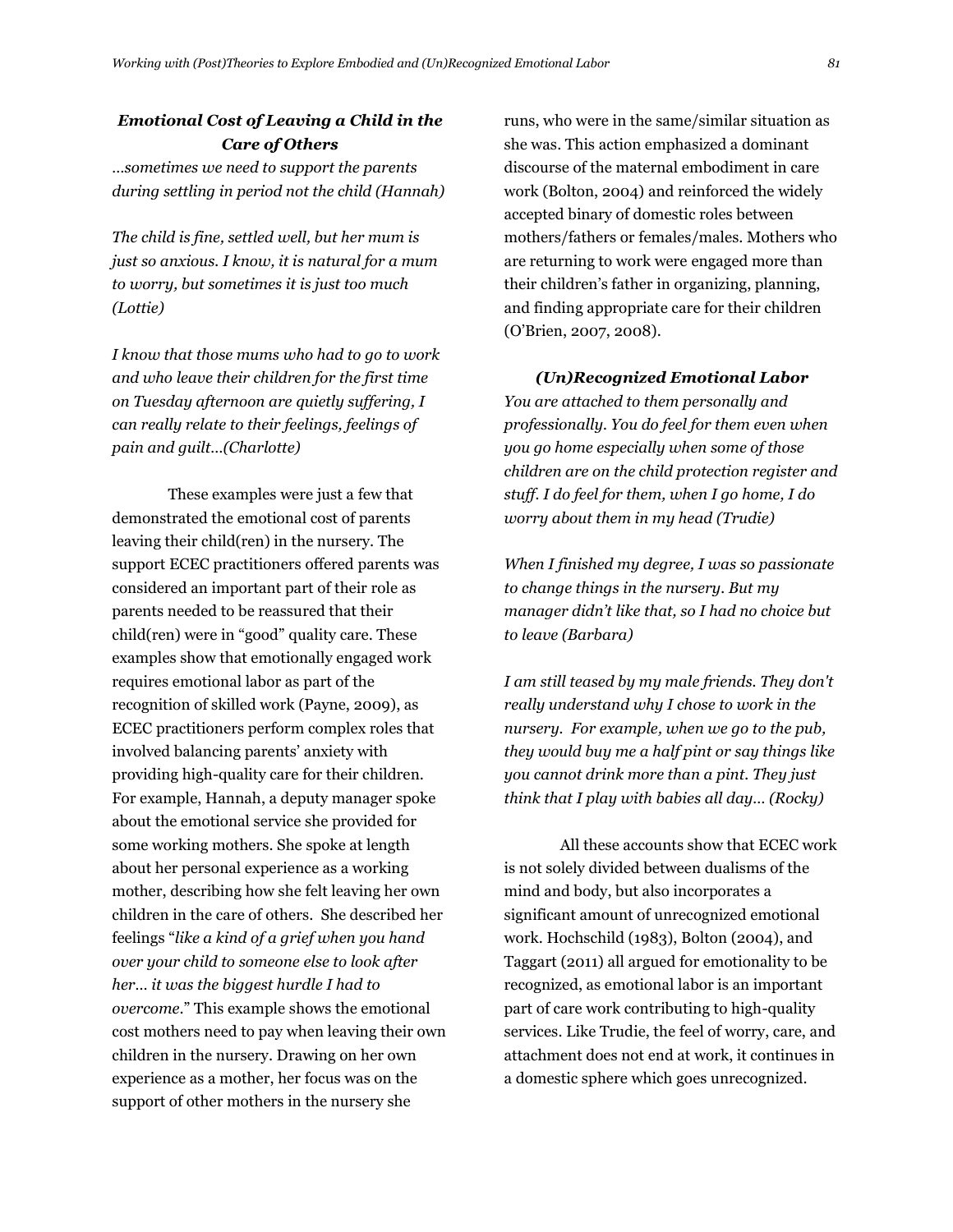### *Emotional Cost of Leaving a Child in the Care of Others*

*…sometimes we need to support the parents during settling in period not the child (Hannah)*

*The child is fine, settled well, but her mum is just so anxious. I know, it is natural for a mum to worry, but sometimes it is just too much (Lottie)*

*I know that those mums who had to go to work and who leave their children for the first time on Tuesday afternoon are quietly suffering, I can really relate to their feelings, feelings of pain and guilt…(Charlotte)*

These examples were just a few that demonstrated the emotional cost of parents leaving their child(ren) in the nursery. The support ECEC practitioners offered parents was considered an important part of their role as parents needed to be reassured that their child(ren) were in "good" quality care. These examples show that emotionally engaged work requires emotional labor as part of the recognition of skilled work (Payne, 2009), as ECEC practitioners perform complex roles that involved balancing parents' anxiety with providing high-quality care for their children. For example, Hannah, a deputy manager spoke about the emotional service she provided for some working mothers. She spoke at length about her personal experience as a working mother, describing how she felt leaving her own children in the care of others. She described her feelings "*like a kind of a grief when you hand over your child to someone else to look after her… it was the biggest hurdle I had to overcome*." This example shows the emotional cost mothers need to pay when leaving their own children in the nursery. Drawing on her own experience as a mother, her focus was on the support of other mothers in the nursery she runs, who were in the same/similar situation as she was. This action emphasized a dominant discourse of the maternal embodiment in care work (Bolton, 2004) and reinforced the widely accepted binary of domestic roles between mothers/fathers or females/males. Mothers who are returning to work were engaged more than their children's father in organizing, planning, and finding appropriate care for their children (O'Brien, 2007, 2008).

### *(Un)Recognized Emotional Labor*

*You are attached to them personally and professionally. You do feel for them even when you go home especially when some of those children are on the child protection register and stuff. I do feel for them, when I go home, I do worry about them in my head (Trudie)*

*When I finished my degree, I was so passionate to change things in the nursery. But my manager didn't like that, so I had no choice but to leave (Barbara)*

*I am still teased by my male friends. They don't really understand why I chose to work in the nursery. For example, when we go to the pub, they would buy me a half pint or say things like you cannot drink more than a pint. They just think that I play with babies all day… (Rocky)*

All these accounts show that ECEC work is not solely divided between dualisms of the mind and body, but also incorporates a significant amount of unrecognized emotional work. Hochschild (1983), Bolton (2004), and Taggart (2011) all argued for emotionality to be recognized, as emotional labor is an important part of care work contributing to high-quality services. Like Trudie, the feel of worry, care, and attachment does not end at work, it continues in a domestic sphere which goes unrecognized.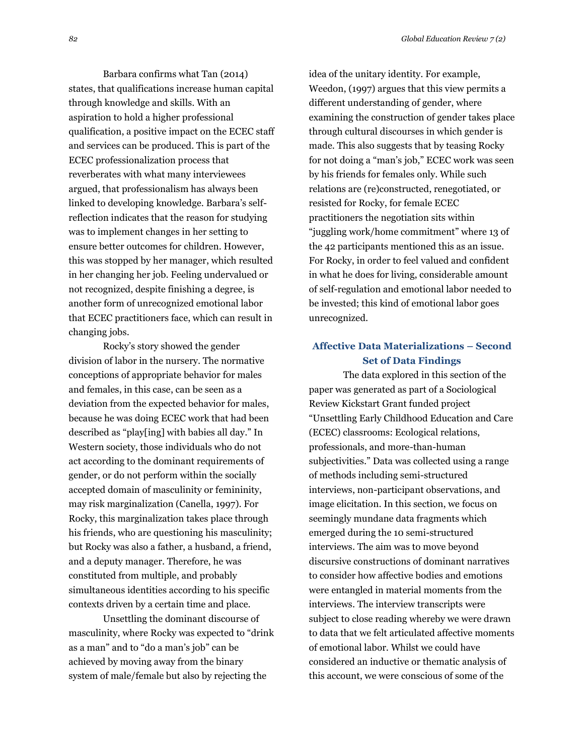Barbara confirms what Tan (2014) states, that qualifications increase human capital through knowledge and skills. With an aspiration to hold a higher professional qualification, a positive impact on the ECEC staff and services can be produced. This is part of the ECEC professionalization process that reverberates with what many interviewees argued, that professionalism has always been linked to developing knowledge. Barbara's self-reflection indicates that the reason for studying was to implement changes in her setting to ensure better outcomes for children. However, this was stopped by her manager, which resulted in her changing her job. Feeling undervalued or not recognized, despite finishing a degree, is another form of unrecognized emotional labor that ECEC practitioners face, which can result in changing jobs.

Rocky's story showed the gender division of labor in the nursery. The normative conceptions of appropriate behavior for males and females, in this case, can be seen as a deviation from the expected behavior for males, because he was doing ECEC work that had been described as "play[ing] with babies all day." In Western society, those individuals who do not act according to the dominant requirements of gender, or do not perform within the socially accepted domain of masculinity or femininity, may risk marginalization (Canella, 1997). For Rocky, this marginalization takes place through his friends, who are questioning his masculinity; but Rocky was also a father, a husband, a friend, and a deputy manager. Therefore, he was constituted from multiple, and probably simultaneous identities according to his specific contexts driven by a certain time and place.

Unsettling the dominant discourse of masculinity, where Rocky was expected to "drink as a man" and to "do a man's job" can be achieved by moving away from the binary system of male/female but also by rejecting the idea of the unitary identity. For example, Weedon, (1997) argues that this view permits a different understanding of gender, where examining the construction of gender takes place through cultural discourses in which gender is made. This also suggests that by teasing Rocky for not doing a "man's job," ECEC work was seen by his friends for females only. While such relations are (re)constructed, renegotiated, or resisted for Rocky, for female ECEC practitioners the negotiation sits within "juggling work/home commitment" where 13 of the 42 participants mentioned this as an issue. For Rocky, in order to feel valued and confident in what he does for living, considerable amount of self-regulation and emotional labor needed to be invested; this kind of emotional labor goes unrecognized.

## Affective Data Materializations – Second Set of Data Findings

The data explored in this section of the paper was generated as part of a Sociological Review Kickstart Grant funded project "Unsettling Early Childhood Education and Care (ECEC) classrooms: Ecological relations, professionals, and more-than-human subjectivities." Data was collected using a range of methods including semi-structured interviews, non-participant observations, and image elicitation. In this section, we focus on seemingly mundane data fragments which emerged during the 10 semi-structured interviews. The aim was to move beyond discursive constructions of dominant narratives to consider how affective bodies and emotions were entangled in material moments from the interviews. The interview transcripts were subject to close reading whereby we were drawn to data that we felt articulated affective moments of emotional labor. Whilst we could have considered an inductive or thematic analysis of this account, we were conscious of some of the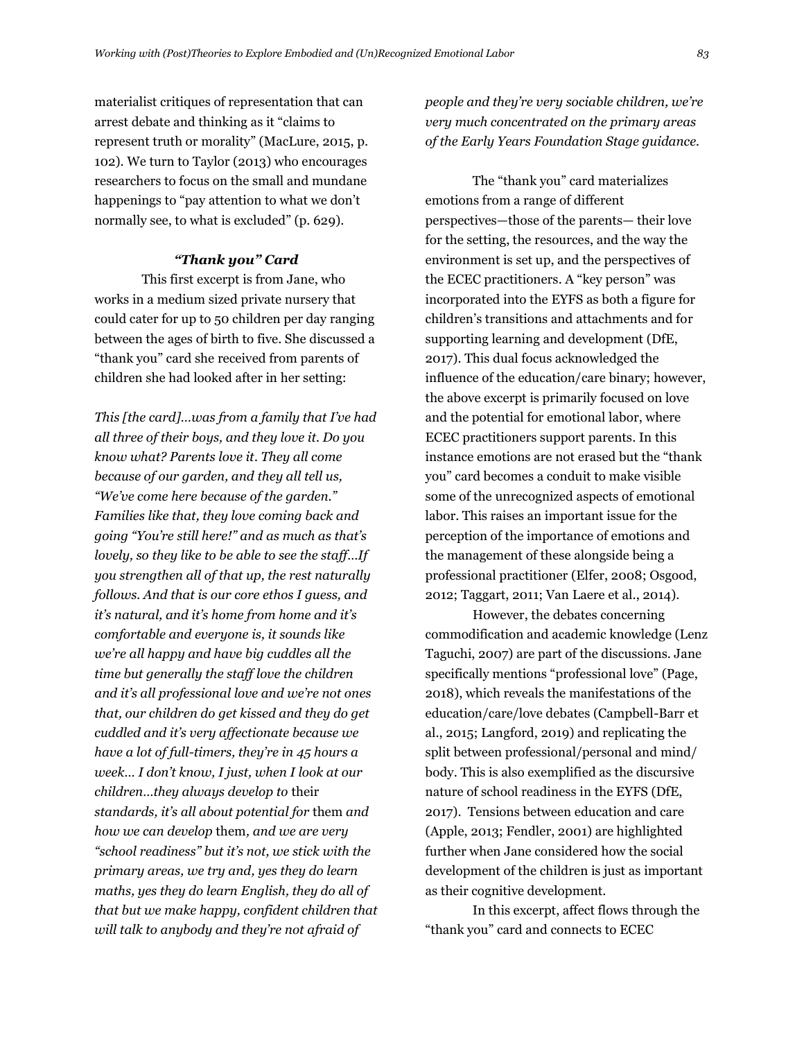materialist critiques of representation that can arrest debate and thinking as it "claims to represent truth or morality" (MacLure, 2015, p. 102). We turn to Taylor (2013) who encourages researchers to focus on the small and mundane happenings to "pay attention to what we don't normally see, to what is excluded" (p. 629).

### *"Thank you" Card*

This first excerpt is from Jane, who works in a medium sized private nursery that could cater for up to 50 children per day ranging between the ages of birth to five. She discussed a "thank you" card she received from parents of children she had looked after in her setting:

*This [the card]…was from a family that I've had all three of their boys, and they love it. Do you know what? Parents love it. They all come because of our garden, and they all tell us, "We've come here because of the garden." Families like that, they love coming back and going "You're still here!" and as much as that's lovely, so they like to be able to see the staff…If you strengthen all of that up, the rest naturally follows. And that is our core ethos I guess, and it's natural, and it's home from home and it's comfortable and everyone is, it sounds like we're all happy and have big cuddles all the time but generally the staff love the children and it's all professional love and we're not ones that, our children do get kissed and they do get cuddled and it's very affectionate because we have a lot of full-timers, they're in 45 hours a week… I don't know, I just, when I look at our children…they always develop to* their *standards, it's all about potential for* them *and how we can develop* them*, and we are very "school readiness" but it's not, we stick with the primary areas, we try and, yes they do learn maths, yes they do learn English, they do all of that but we make happy, confident children that will talk to anybody and they're not afraid of people and they're very sociable children, we're very much concentrated on the primary areas of the Early Years Foundation Stage guidance.*

The "thank you" card materializes emotions from a range of different perspectives—those of the parents— their love for the setting, the resources, and the way the environment is set up, and the perspectives of the ECEC practitioners. A "key person" was incorporated into the EYFS as both a figure for children's transitions and attachments and for supporting learning and development (DfE, 2017). This dual focus acknowledged the influence of the education/care binary; however, the above excerpt is primarily focused on love and the potential for emotional labor, where ECEC practitioners support parents. In this instance emotions are not erased but the "thank you" card becomes a conduit to make visible some of the unrecognized aspects of emotional labor. This raises an important issue for the perception of the importance of emotions and the management of these alongside being a professional practitioner (Elfer, 2008; Osgood, 2012; Taggart, 2011; Van Laere et al., 2014).

However, the debates concerning commodification and academic knowledge (Lenz Taguchi, 2007) are part of the discussions. Jane specifically mentions "professional love" (Page, 2018), which reveals the manifestations of the education/care/love debates (Campbell-Barr et al., 2015; Langford, 2019) and replicating the split between professional/personal and mind/ body. This is also exemplified as the discursive nature of school readiness in the EYFS (DfE, 2017). Tensions between education and care (Apple, 2013; Fendler, 2001) are highlighted further when Jane considered how the social development of the children is just as important as their cognitive development.

In this excerpt, affect flows through the "thank you" card and connects to ECEC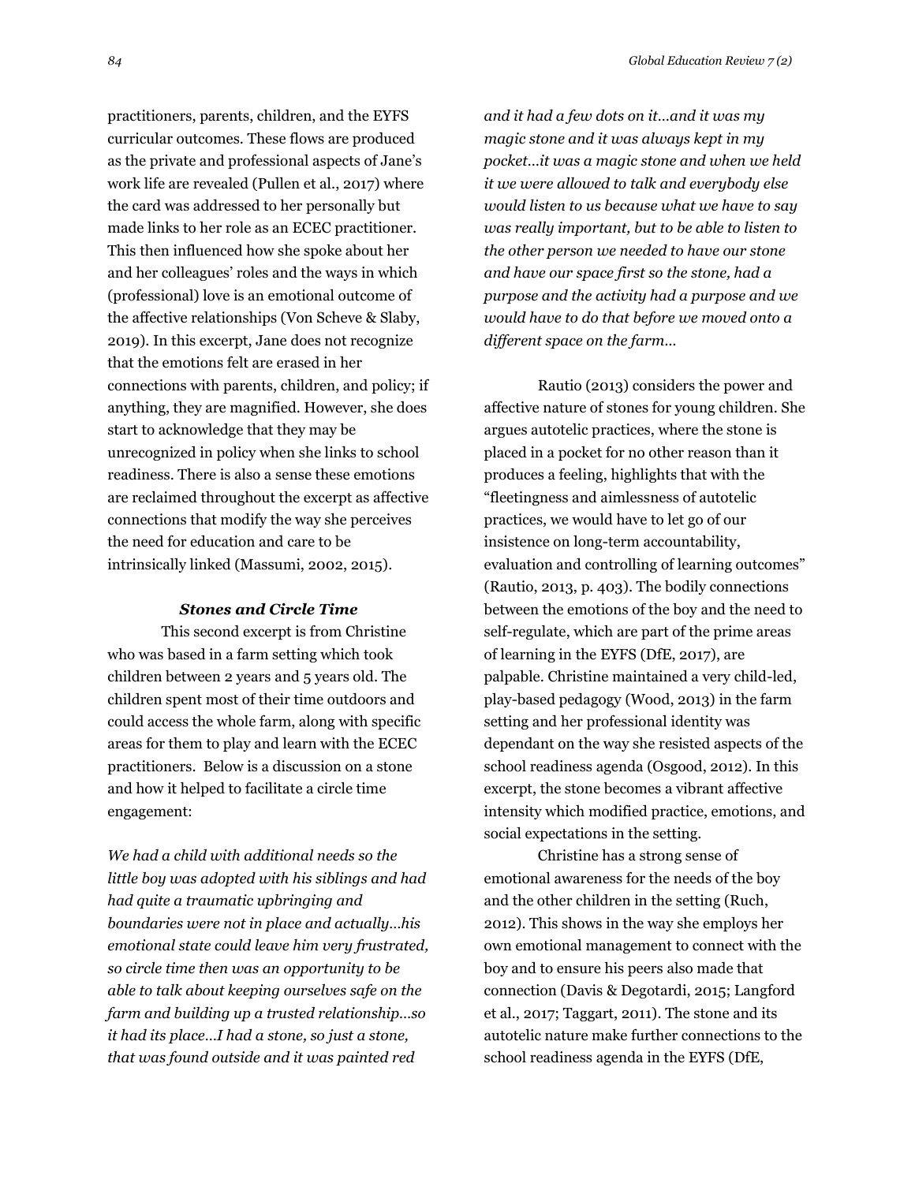practitioners, parents, children, and the EYFS curricular outcomes. These flows are produced as the private and professional aspects of Jane's work life are revealed (Pullen et al., 2017) where the card was addressed to her personally but made links to her role as an ECEC practitioner. This then influenced how she spoke about her and her colleagues' roles and the ways in which (professional) love is an emotional outcome of the affective relationships (Von Scheve & Slaby, 2019). In this excerpt, Jane does not recognize that the emotions felt are erased in her connections with parents, children, and policy; if anything, they are magnified. However, she does start to acknowledge that they may be unrecognized in policy when she links to school readiness. There is also a sense these emotions are reclaimed throughout the excerpt as affective connections that modify the way she perceives the need for education and care to be intrinsically linked (Massumi, 2002, 2015).

### *Stones and Circle Time*

This second excerpt is from Christine who was based in a farm setting which took children between 2 years and 5 years old. The children spent most of their time outdoors and could access the whole farm, along with specific areas for them to play and learn with the ECEC practitioners. Below is a discussion on a stone and how it helped to facilitate a circle time engagement:

*We had a child with additional needs so the little boy was adopted with his siblings and had had quite a traumatic upbringing and boundaries were not in place and actually…his emotional state could leave him very frustrated, so circle time then was an opportunity to be able to talk about keeping ourselves safe on the farm and building up a trusted relationship…so it had its place…I had a stone, so just a stone, that was found outside and it was painted red and it had a few dots on it…and it was my magic stone and it was always kept in my pocket…it was a magic stone and when we held it we were allowed to talk and everybody else would listen to us because what we have to say was really important, but to be able to listen to the other person we needed to have our stone and have our space first so the stone, had a purpose and the activity had a purpose and we would have to do that before we moved onto a different space on the farm…*

Rautio (2013) considers the power and affective nature of stones for young children. She argues autotelic practices, where the stone is placed in a pocket for no other reason than it produces a feeling, highlights that with the "fleetingness and aimlessness of autotelic practices, we would have to let go of our insistence on long-term accountability, evaluation and controlling of learning outcomes" (Rautio, 2013, p. 403). The bodily connections between the emotions of the boy and the need to self-regulate, which are part of the prime areas of learning in the EYFS (DfE, 2017), are palpable. Christine maintained a very child-led, play-based pedagogy (Wood, 2013) in the farm setting and her professional identity was dependant on the way she resisted aspects of the school readiness agenda (Osgood, 2012). In this excerpt, the stone becomes a vibrant affective intensity which modified practice, emotions, and social expectations in the setting.

Christine has a strong sense of emotional awareness for the needs of the boy and the other children in the setting (Ruch, 2012). This shows in the way she employs her own emotional management to connect with the boy and to ensure his peers also made that connection (Davis & Degotardi, 2015; Langford et al., 2017; Taggart, 2011). The stone and its autotelic nature make further connections to the school readiness agenda in the EYFS (DfE,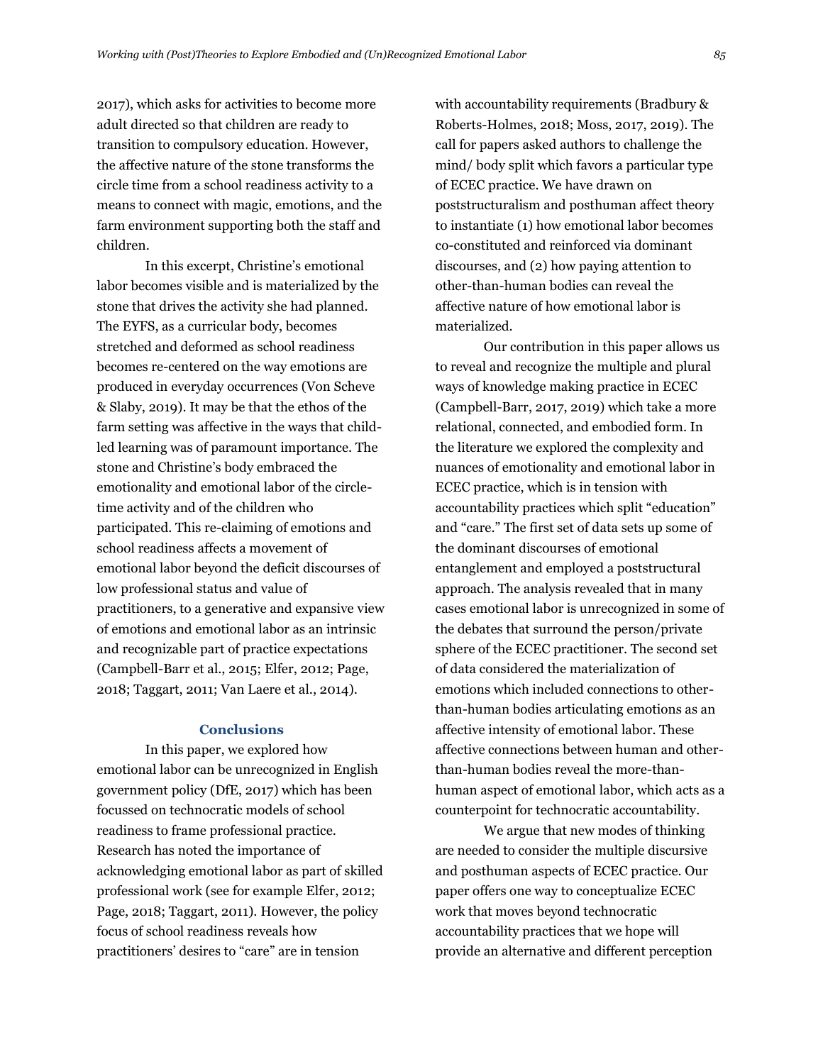2017), which asks for activities to become more adult directed so that children are ready to transition to compulsory education. However, the affective nature of the stone transforms the circle time from a school readiness activity to a means to connect with magic, emotions, and the farm environment supporting both the staff and children.

In this excerpt, Christine's emotional labor becomes visible and is materialized by the stone that drives the activity she had planned. The EYFS, as a curricular body, becomes stretched and deformed as school readiness becomes re-centered on the way emotions are produced in everyday occurrences (Von Scheve & Slaby, 2019). It may be that the ethos of the farm setting was affective in the ways that child-led learning was of paramount importance. The stone and Christine's body embraced the emotionality and emotional labor of the circle-time activity and of the children who participated. This re-claiming of emotions and school readiness affects a movement of emotional labor beyond the deficit discourses of low professional status and value of practitioners, to a generative and expansive view of emotions and emotional labor as an intrinsic and recognizable part of practice expectations (Campbell-Barr et al., 2015; Elfer, 2012; Page, 2018; Taggart, 2011; Van Laere et al., 2014).

## Conclusions

In this paper, we explored how emotional labor can be unrecognized in English government policy (DfE, 2017) which has been focussed on technocratic models of school readiness to frame professional practice. Research has noted the importance of acknowledging emotional labor as part of skilled professional work (see for example Elfer, 2012; Page, 2018; Taggart, 2011). However, the policy focus of school readiness reveals how practitioners' desires to "care" are in tension with accountability requirements (Bradbury & Roberts-Holmes, 2018; Moss, 2017, 2019). The call for papers asked authors to challenge the mind/ body split which favors a particular type of ECEC practice. We have drawn on poststructuralism and posthuman affect theory to instantiate (1) how emotional labor becomes co-constituted and reinforced via dominant discourses, and (2) how paying attention to other-than-human bodies can reveal the affective nature of how emotional labor is materialized.

Our contribution in this paper allows us to reveal and recognize the multiple and plural ways of knowledge making practice in ECEC (Campbell-Barr, 2017, 2019) which take a more relational, connected, and embodied form. In the literature we explored the complexity and nuances of emotionality and emotional labor in ECEC practice, which is in tension with accountability practices which split "education" and "care." The first set of data sets up some of the dominant discourses of emotional entanglement and employed a poststructural approach. The analysis revealed that in many cases emotional labor is unrecognized in some of the debates that surround the person/private sphere of the ECEC practitioner. The second set of data considered the materialization of emotions which included connections to other-than-human bodies articulating emotions as an affective intensity of emotional labor. These affective connections between human and other-than-human bodies reveal the more-than-human aspect of emotional labor, which acts as a counterpoint for technocratic accountability.

We argue that new modes of thinking are needed to consider the multiple discursive and posthuman aspects of ECEC practice. Our paper offers one way to conceptualize ECEC work that moves beyond technocratic accountability practices that we hope will provide an alternative and different perception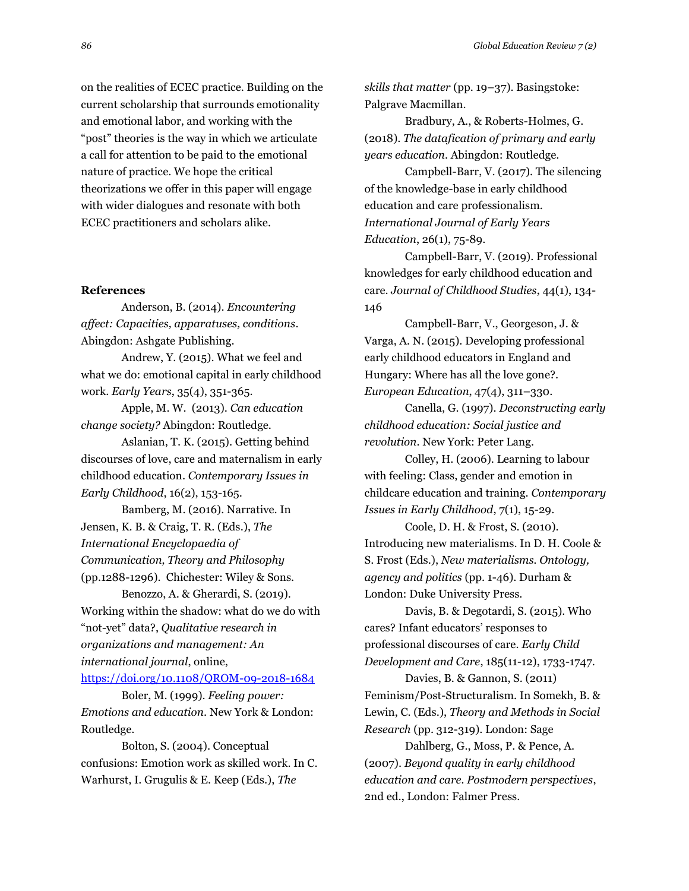on the realities of ECEC practice. Building on the current scholarship that surrounds emotionality and emotional labor, and working with the "post" theories is the way in which we articulate a call for attention to be paid to the emotional nature of practice. We hope the critical theorizations we offer in this paper will engage with wider dialogues and resonate with both ECEC practitioners and scholars alike.

**References**

Anderson, B. (2014). *Encountering affect: Capacities, apparatuses, conditions*. Abingdon: Ashgate Publishing.

Andrew, Y. (2015). What we feel and what we do: emotional capital in early childhood work. *Early Years*, 35(4), 351-365.

Apple, M. W. (2013). *Can education change society?* Abingdon: Routledge.

Aslanian, T. K. (2015). Getting behind discourses of love, care and maternalism in early childhood education. *Contemporary Issues in Early Childhood*, 16(2), 153-165.

Bamberg, M. (2016). Narrative. In Jensen, K. B. & Craig, T. R. (Eds.), *The International Encyclopaedia of Communication, Theory and Philosophy* (pp.1288-1296). Chichester: Wiley & Sons.

Benozzo, A. & Gherardi, S. (2019). Working within the shadow: what do we do with "not-yet" data?, *Qualitative research in organizations and management: An international journal*, online, https://doi.org/10.1108/QROM-09-2018-1684

Boler, M. (1999). *Feeling power: Emotions and education*. New York & London: Routledge.

Bolton, S. (2004). Conceptual confusions: Emotion work as skilled work. In C. Warhurst, I. Grugulis & E. Keep (Eds.), *The skills that matter* (pp. 19–37). Basingstoke: Palgrave Macmillan.

Bradbury, A., & Roberts-Holmes, G. (2018). *The datafication of primary and early years education*. Abingdon: Routledge.

Campbell-Barr, V. (2017). The silencing of the knowledge-base in early childhood education and care professionalism. *International Journal of Early Years Education*, 26(1), 75-89.

Campbell-Barr, V. (2019). Professional knowledges for early childhood education and care. *Journal of Childhood Studies*, 44(1), 134-146

Campbell-Barr, V., Georgeson, J. & Varga, A. N. (2015). Developing professional early childhood educators in England and Hungary: Where has all the love gone?. *European Education*, 47(4), 311–330.

Canella, G. (1997). *Deconstructing early childhood education: Social justice and revolution*. New York: Peter Lang.

Colley, H. (2006). Learning to labour with feeling: Class, gender and emotion in childcare education and training. *Contemporary Issues in Early Childhood*, 7(1), 15-29.

Coole, D. H. & Frost, S. (2010). Introducing new materialisms. In D. H. Coole & S. Frost (Eds.), *New materialisms. Ontology, agency and politics* (pp. 1-46). Durham & London: Duke University Press.

Davis, B. & Degotardi, S. (2015). Who cares? Infant educators' responses to professional discourses of care. *Early Child Development and Care*, 185(11-12), 1733-1747.

Davies, B. & Gannon, S. (2011) Feminism/Post-Structuralism. In Somekh, B. & Lewin, C. (Eds.), *Theory and Methods in Social Research* (pp. 312-319). London: Sage

Dahlberg, G., Moss, P. & Pence, A. (2007). *Beyond quality in early childhood education and care. Postmodern perspectives*, 2nd ed., London: Falmer Press.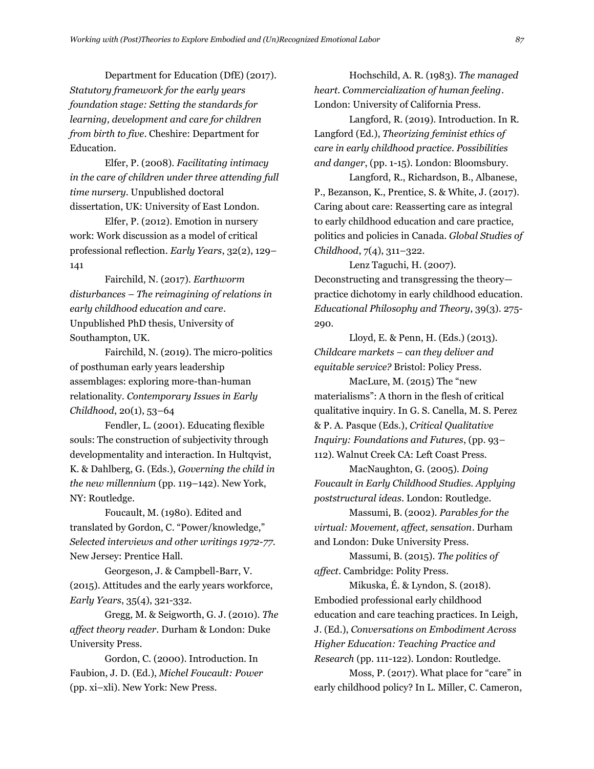Department for Education (DfE) (2017). *Statutory framework for the early years foundation stage: Setting the standards for learning, development and care for children from birth to five*. Cheshire: Department for Education.

Elfer, P. (2008). *Facilitating intimacy in the care of children under three attending full time nursery*. Unpublished doctoral dissertation, UK: University of East London.

Elfer, P. (2012). Emotion in nursery work: Work discussion as a model of critical professional reflection. *Early Years*, 32(2), 129–141

Fairchild, N. (2017). *Earthworm disturbances – The reimagining of relations in early childhood education and care*. Unpublished PhD thesis, University of Southampton, UK.

Fairchild, N. (2019). The micro-politics of posthuman early years leadership assemblages: exploring more-than-human relationality. *Contemporary Issues in Early Childhood*, 20(1), 53–64

Fendler, L. (2001). Educating flexible souls: The construction of subjectivity through developmentality and interaction. In Hultqvist, K. & Dahlberg, G. (Eds.), *Governing the child in the new millennium* (pp. 119–142). New York, NY: Routledge.

Foucault, M. (1980). Edited and translated by Gordon, C. "Power/knowledge," *Selected interviews and other writings 1972-77*. New Jersey: Prentice Hall.

Georgeson, J. & Campbell-Barr, V. (2015). Attitudes and the early years workforce, *Early Years*, 35(4), 321-332.

Gregg, M. & Seigworth, G. J. (2010). *The affect theory reader*. Durham & London: Duke University Press.

Gordon, C. (2000). Introduction. In Faubion, J. D. (Ed.), *Michel Foucault: Power* (pp. xi–xli). New York: New Press.

Hochschild, A. R. (1983). *The managed heart. Commercialization of human feeling*. London: University of California Press.

Langford, R. (2019). Introduction. In R. Langford (Ed.), *Theorizing feminist ethics of care in early childhood practice. Possibilities and danger*, (pp. 1-15). London: Bloomsbury.

Langford, R., Richardson, B., Albanese, P., Bezanson, K., Prentice, S. & White, J. (2017). Caring about care: Reasserting care as integral to early childhood education and care practice, politics and policies in Canada. *Global Studies of Childhood*, 7(4), 311–322.

Lenz Taguchi, H. (2007). Deconstructing and transgressing the theory—practice dichotomy in early childhood education. *Educational Philosophy and Theory*, 39(3). 275-290.

Lloyd, E. & Penn, H. (Eds.) (2013). *Childcare markets – can they deliver and equitable service?* Bristol: Policy Press.

MacLure, M. (2015) The "new materialisms": A thorn in the flesh of critical qualitative inquiry. In G. S. Canella, M. S. Perez & P. A. Pasque (Eds.), *Critical Qualitative Inquiry: Foundations and Futures*, (pp. 93–112). Walnut Creek CA: Left Coast Press.

MacNaughton, G. (2005). *Doing Foucault in Early Childhood Studies. Applying poststructural ideas*. London: Routledge.

Massumi, B. (2002). *Parables for the virtual: Movement, affect, sensation*. Durham and London: Duke University Press.

Massumi, B. (2015). *The politics of affect*. Cambridge: Polity Press.

Mikuska, É. & Lyndon, S. (2018). Embodied professional early childhood education and care teaching practices. In Leigh, J. (Ed.), *Conversations on Embodiment Across Higher Education: Teaching Practice and Research* (pp. 111-122). London: Routledge.

Moss, P. (2017). What place for "care" in early childhood policy? In L. Miller, C. Cameron,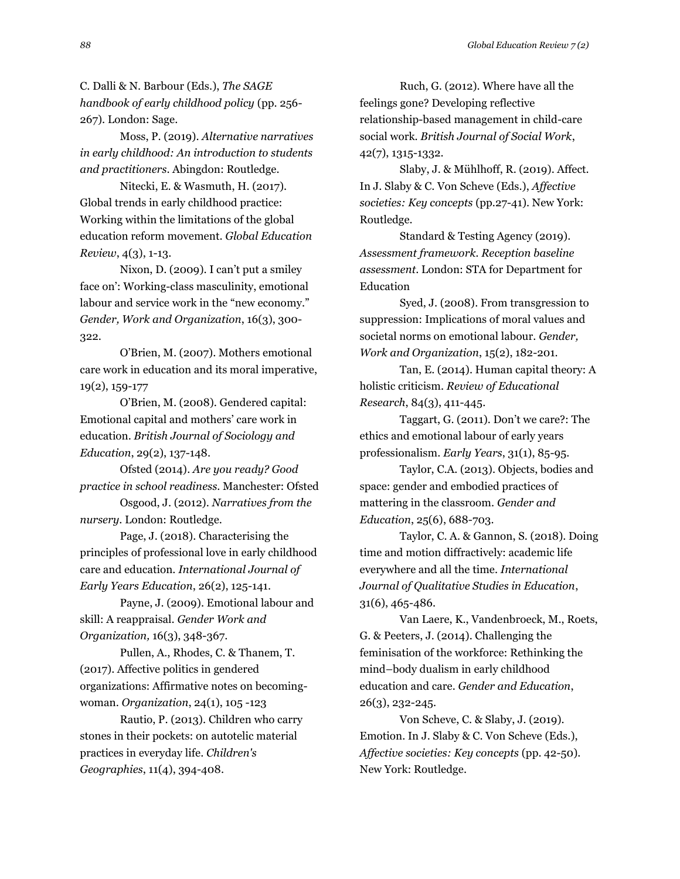C. Dalli & N. Barbour (Eds.), *The SAGE handbook of early childhood policy* (pp. 256-267). London: Sage.

Moss, P. (2019). *Alternative narratives in early childhood: An introduction to students and practitioners*. Abingdon: Routledge.

Nitecki, E. & Wasmuth, H. (2017). Global trends in early childhood practice: Working within the limitations of the global education reform movement. *Global Education Review*, 4(3), 1-13.

Nixon, D. (2009). I can't put a smiley face on': Working-class masculinity, emotional labour and service work in the "new economy." *Gender, Work and Organization*, 16(3), 300-322.

O'Brien, M. (2007). Mothers emotional care work in education and its moral imperative, 19(2), 159-177

O'Brien, M. (2008). Gendered capital: Emotional capital and mothers' care work in education. *British Journal of Sociology and Education*, 29(2), 137-148.

Ofsted (2014). *Are you ready? Good practice in school readiness*. Manchester: Ofsted

Osgood, J. (2012). *Narratives from the nursery*. London: Routledge.

Page, J. (2018). Characterising the principles of professional love in early childhood care and education. *International Journal of Early Years Education*, 26(2), 125-141.

Payne, J. (2009). Emotional labour and skill: A reappraisal. *Gender Work and Organization,* 16(3), 348-367.

Pullen, A., Rhodes, C. & Thanem, T. (2017). Affective politics in gendered organizations: Affirmative notes on becoming-woman. *Organization*, 24(1), 105 -123

Rautio, P. (2013). Children who carry stones in their pockets: on autotelic material practices in everyday life. *Children's Geographies*, 11(4), 394-408.

Ruch, G. (2012). Where have all the feelings gone? Developing reflective relationship-based management in child-care social work. *British Journal of Social Work*, 42(7), 1315-1332.

Slaby, J. & Mühlhoff, R. (2019). Affect. In J. Slaby & C. Von Scheve (Eds.), *Affective societies: Key concepts* (pp.27-41). New York: Routledge.

Standard & Testing Agency (2019). *Assessment framework. Reception baseline assessment*. London: STA for Department for Education

Syed, J. (2008). From transgression to suppression: Implications of moral values and societal norms on emotional labour. *Gender, Work and Organization*, 15(2), 182-201.

Tan, E. (2014). Human capital theory: A holistic criticism. *Review of Educational Research*, 84(3), 411-445.

Taggart, G. (2011). Don't we care?: The ethics and emotional labour of early years professionalism. *Early Years*, 31(1), 85-95.

Taylor, C.A. (2013). Objects, bodies and space: gender and embodied practices of mattering in the classroom. *Gender and Education*, 25(6), 688-703.

Taylor, C. A. & Gannon, S. (2018). Doing time and motion diffractively: academic life everywhere and all the time. *International Journal of Qualitative Studies in Education*, 31(6), 465-486.

Van Laere, K., Vandenbroeck, M., Roets, G. & Peeters, J. (2014). Challenging the feminisation of the workforce: Rethinking the mind–body dualism in early childhood education and care. *Gender and Education*, 26(3), 232-245.

Von Scheve, C. & Slaby, J. (2019). Emotion. In J. Slaby & C. Von Scheve (Eds.), *Affective societies: Key concepts* (pp. 42-50). New York: Routledge.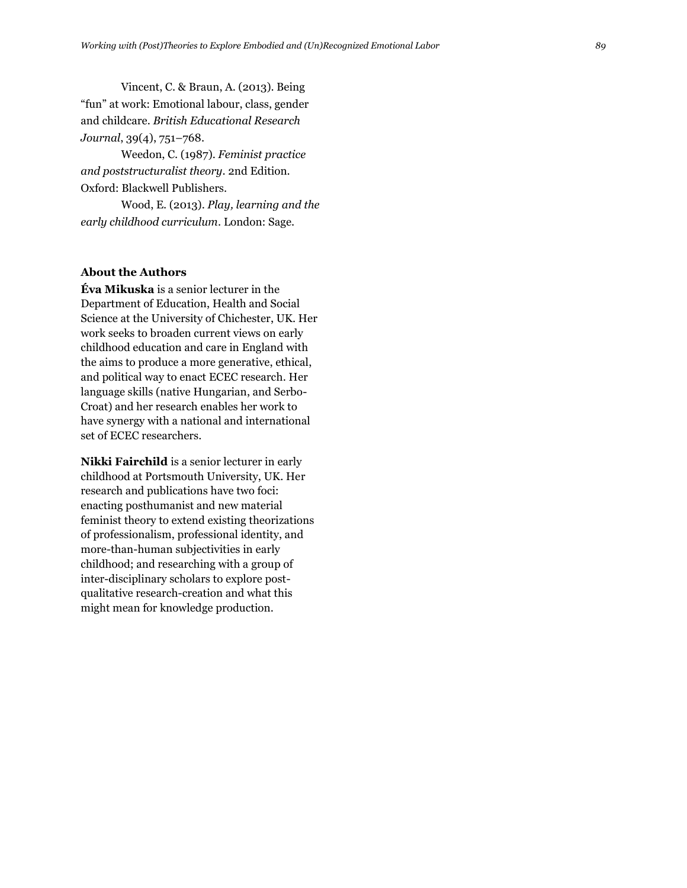Vincent, C. & Braun, A. (2013). Being "fun" at work: Emotional labour, class, gender and childcare. *British Educational Research Journal*, 39(4), 751–768.

Weedon, C. (1987). *Feminist practice and poststructuralist theory*. 2nd Edition. Oxford: Blackwell Publishers.

Wood, E. (2013). *Play, learning and the early childhood curriculum*. London: Sage.

## About the Authors

**Éva Mikuska** is a senior lecturer in the Department of Education, Health and Social Science at the University of Chichester, UK. Her work seeks to broaden current views on early childhood education and care in England with the aims to produce a more generative, ethical, and political way to enact ECEC research. Her language skills (native Hungarian, and Serbo-Croat) and her research enables her work to have synergy with a national and international set of ECEC researchers.

**Nikki Fairchild** is a senior lecturer in early childhood at Portsmouth University, UK. Her research and publications have two foci: enacting posthumanist and new material feminist theory to extend existing theorizations of professionalism, professional identity, and more-than-human subjectivities in early childhood; and researching with a group of inter-disciplinary scholars to explore post-qualitative research-creation and what this might mean for knowledge production.